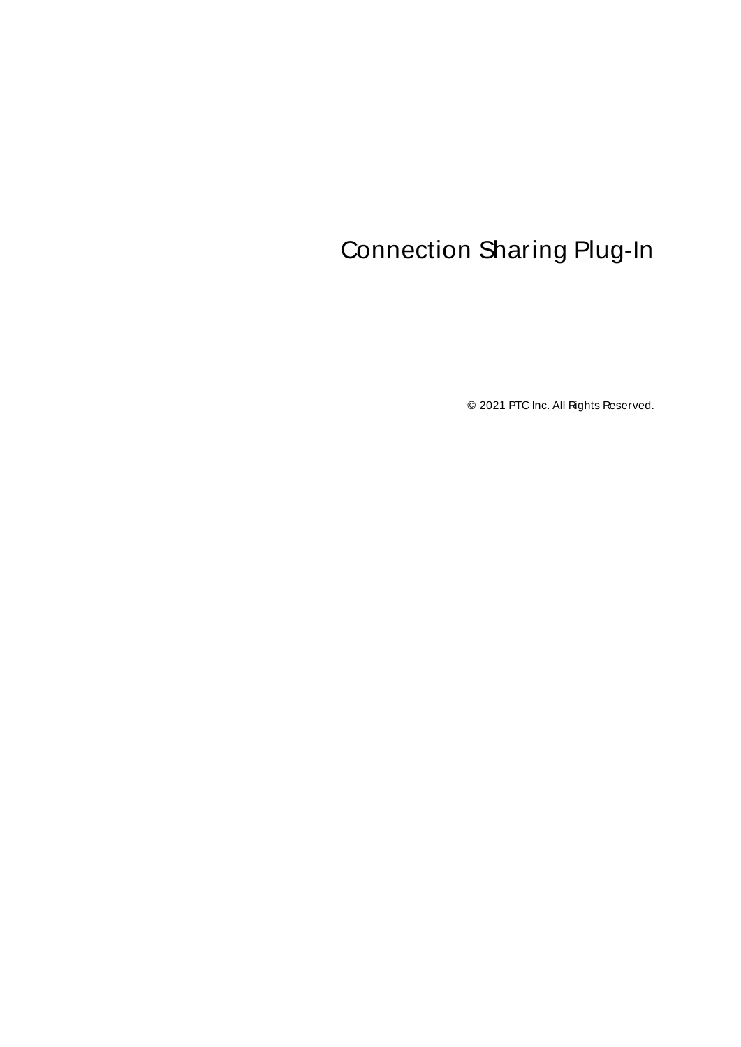# Connection Sharing Plug-In

© 2021 PTC Inc. All Rights Reserved.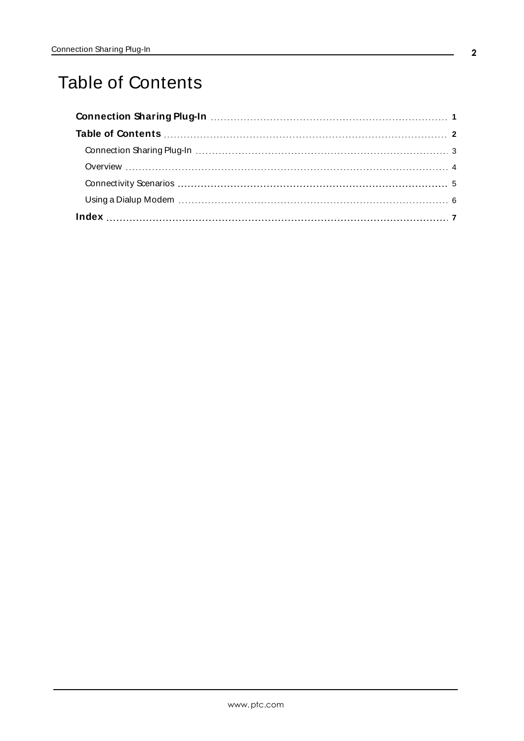# Table of Contents

**Connection Sharing Plug-In** 1

**Table of Contents** 2

- Connection Sharing Plug-In 3
- Overview 4
- Connectivity Scenarios 5
- Using a Dialup Modem 6

**Index** 7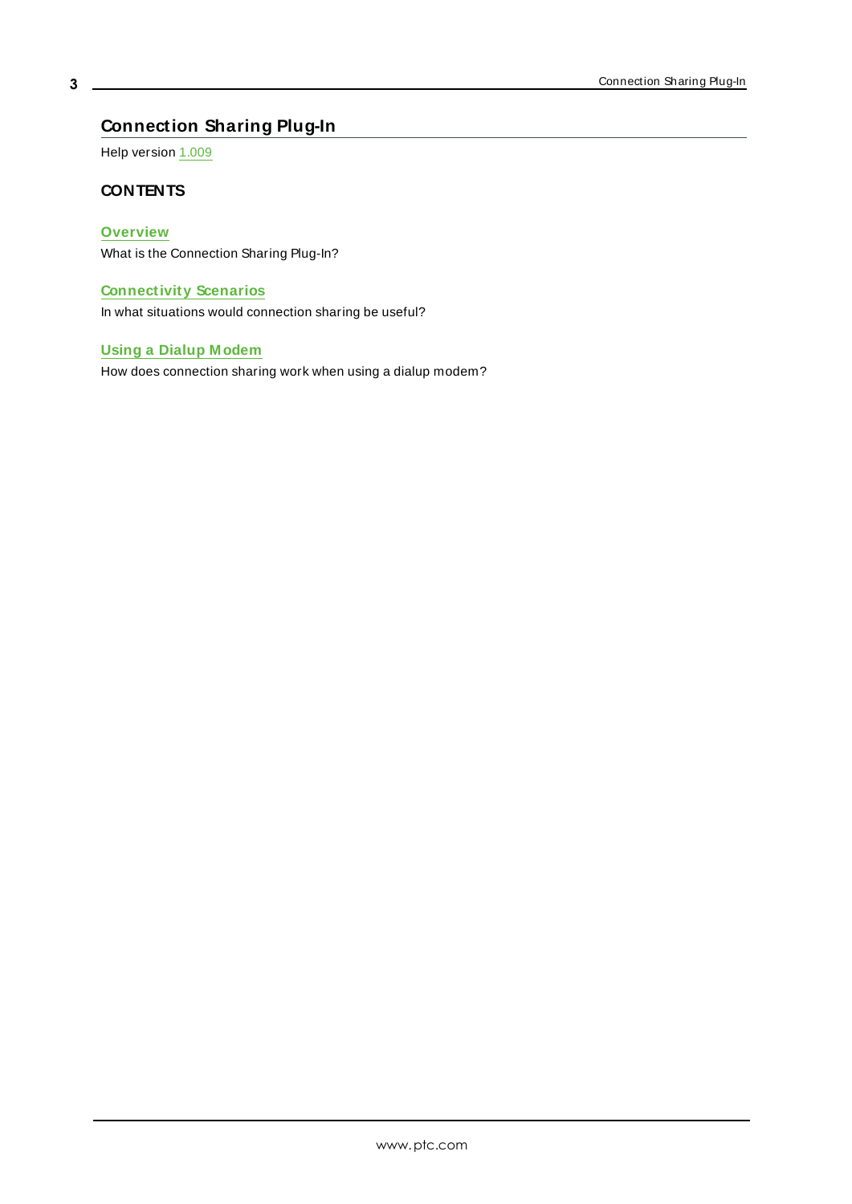# Connection Sharing Plug-In

Help version 1.009

## CONTENTS

**Overview**
What is the Connection Sharing Plug-In?

**Connectivity Scenarios**
In what situations would connection sharing be useful?

**Using a Dialup Modem**
How does connection sharing work when using a dialup modem?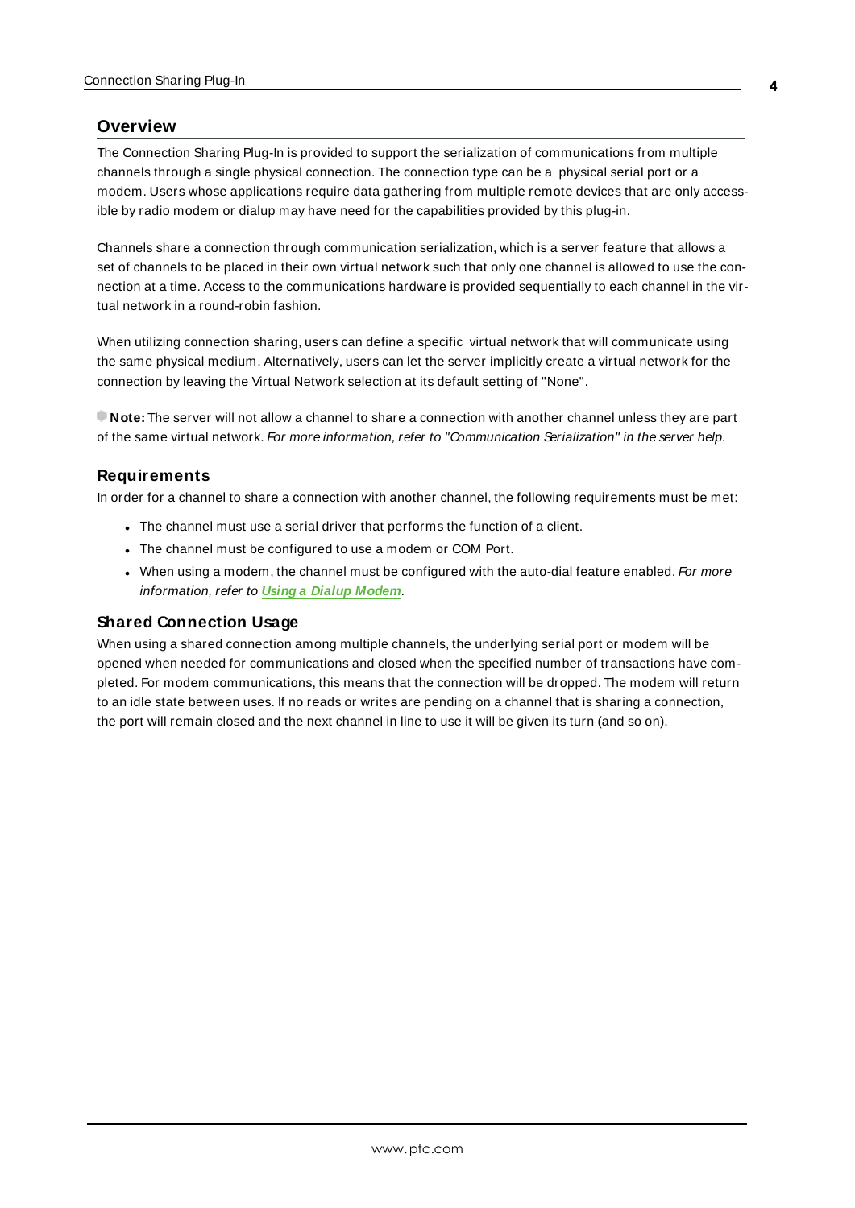## Overview

The Connection Sharing Plug-In is provided to support the serialization of communications from multiple channels through a single physical connection. The connection type can be a physical serial port or a modem. Users whose applications require data gathering from multiple remote devices that are only accessible by radio modem or dialup may have need for the capabilities provided by this plug-in.

Channels share a connection through communication serialization, which is a server feature that allows a set of channels to be placed in their own virtual network such that only one channel is allowed to use the connection at a time. Access to the communications hardware is provided sequentially to each channel in the virtual network in a round-robin fashion.

When utilizing connection sharing, users can define a specific virtual network that will communicate using the same physical medium. Alternatively, users can let the server implicitly create a virtual network for the connection by leaving the Virtual Network selection at its default setting of "None".

**Note:** The server will not allow a channel to share a connection with another channel unless they are part of the same virtual network. *For more information, refer to "Communication Serialization" in the server help.*

### Requirements

In order for a channel to share a connection with another channel, the following requirements must be met:

- The channel must use a serial driver that performs the function of a client.
- The channel must be configured to use a modem or COM Port.
- When using a modem, the channel must be configured with the auto-dial feature enabled. *For more information, refer to* ***Using a Dialup Modem****.*

### Shared Connection Usage

When using a shared connection among multiple channels, the underlying serial port or modem will be opened when needed for communications and closed when the specified number of transactions have completed. For modem communications, this means that the connection will be dropped. The modem will return to an idle state between uses. If no reads or writes are pending on a channel that is sharing a connection, the port will remain closed and the next channel in line to use it will be given its turn (and so on).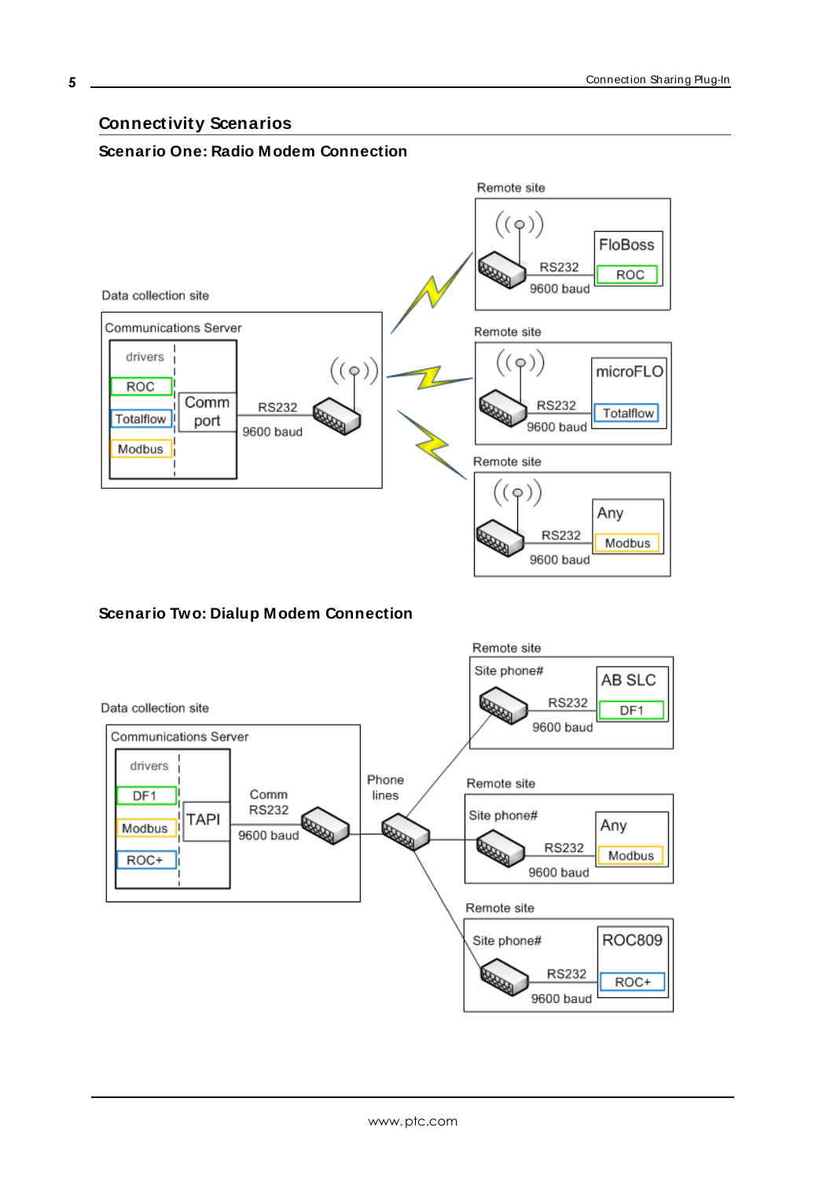## Connectivity Scenarios

### Scenario One: Radio Modem Connection

### Scenario Two: Dialup Modem Connection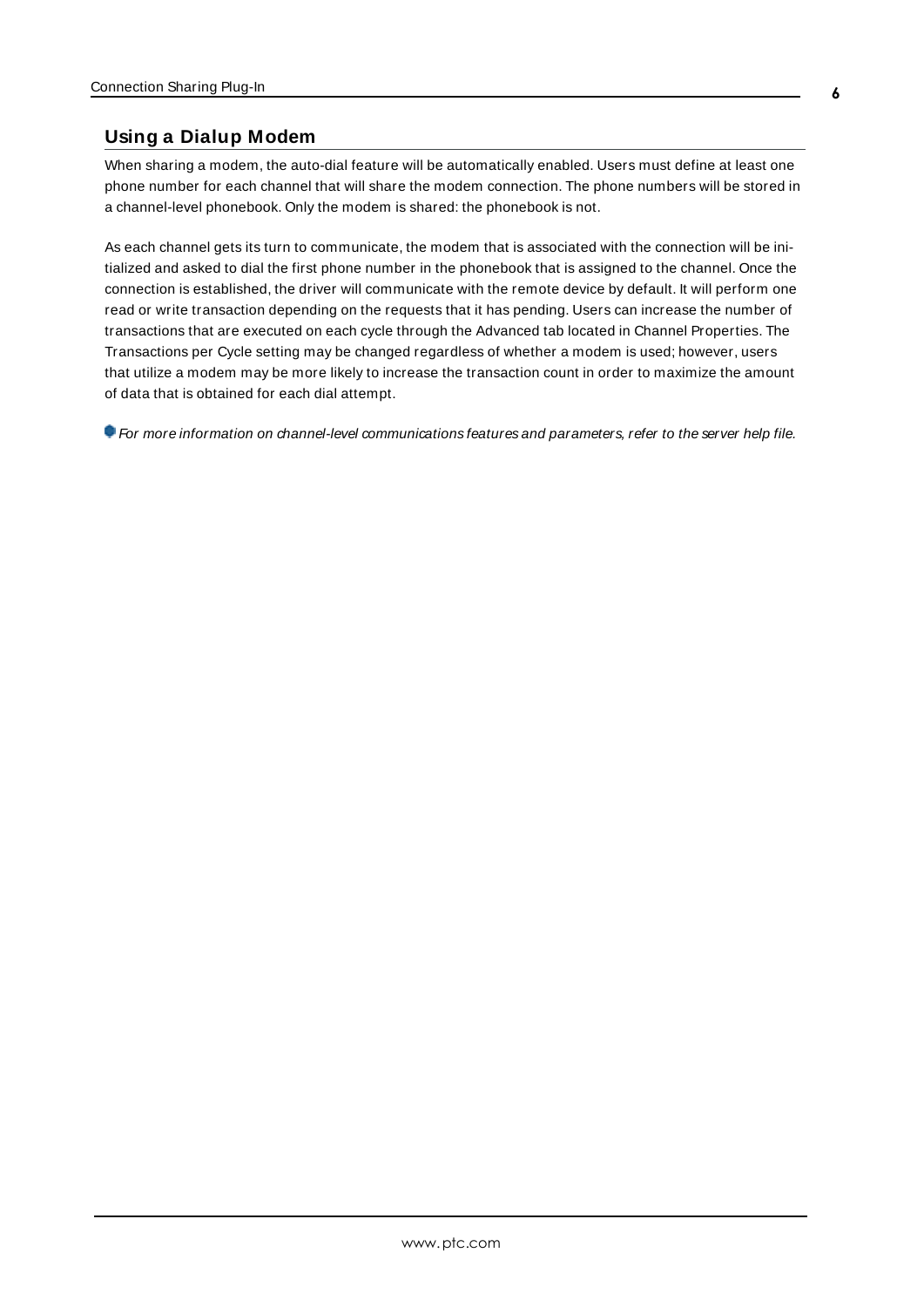## Using a Dialup Modem

When sharing a modem, the auto-dial feature will be automatically enabled. Users must define at least one phone number for each channel that will share the modem connection. The phone numbers will be stored in a channel-level phonebook. Only the modem is shared: the phonebook is not.

As each channel gets its turn to communicate, the modem that is associated with the connection will be initialized and asked to dial the first phone number in the phonebook that is assigned to the channel. Once the connection is established, the driver will communicate with the remote device by default. It will perform one read or write transaction depending on the requests that it has pending. Users can increase the number of transactions that are executed on each cycle through the Advanced tab located in Channel Properties. The Transactions per Cycle setting may be changed regardless of whether a modem is used; however, users that utilize a modem may be more likely to increase the transaction count in order to maximize the amount of data that is obtained for each dial attempt.

*For more information on channel-level communications features and parameters, refer to the server help file.*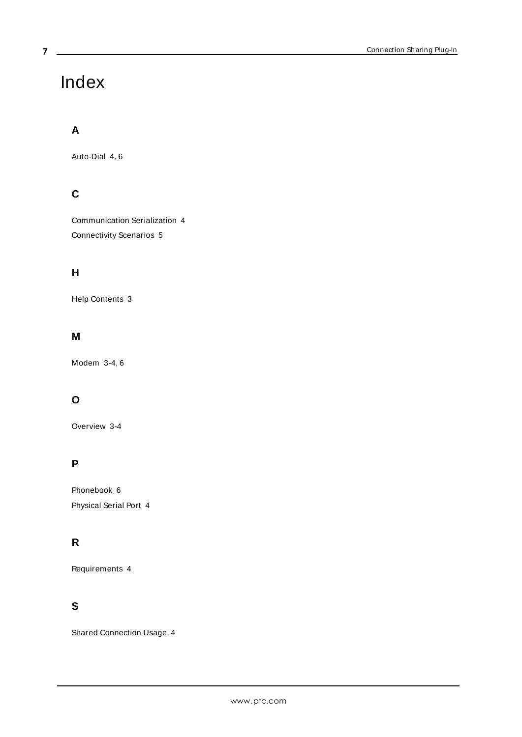# Index

## A

Auto-Dial 4, 6

## C

Communication Serialization 4

Connectivity Scenarios 5

## H

Help Contents 3

## M

Modem 3-4, 6

## O

Overview 3-4

## P

Phonebook 6

Physical Serial Port 4

## R

Requirements 4

## S

Shared Connection Usage 4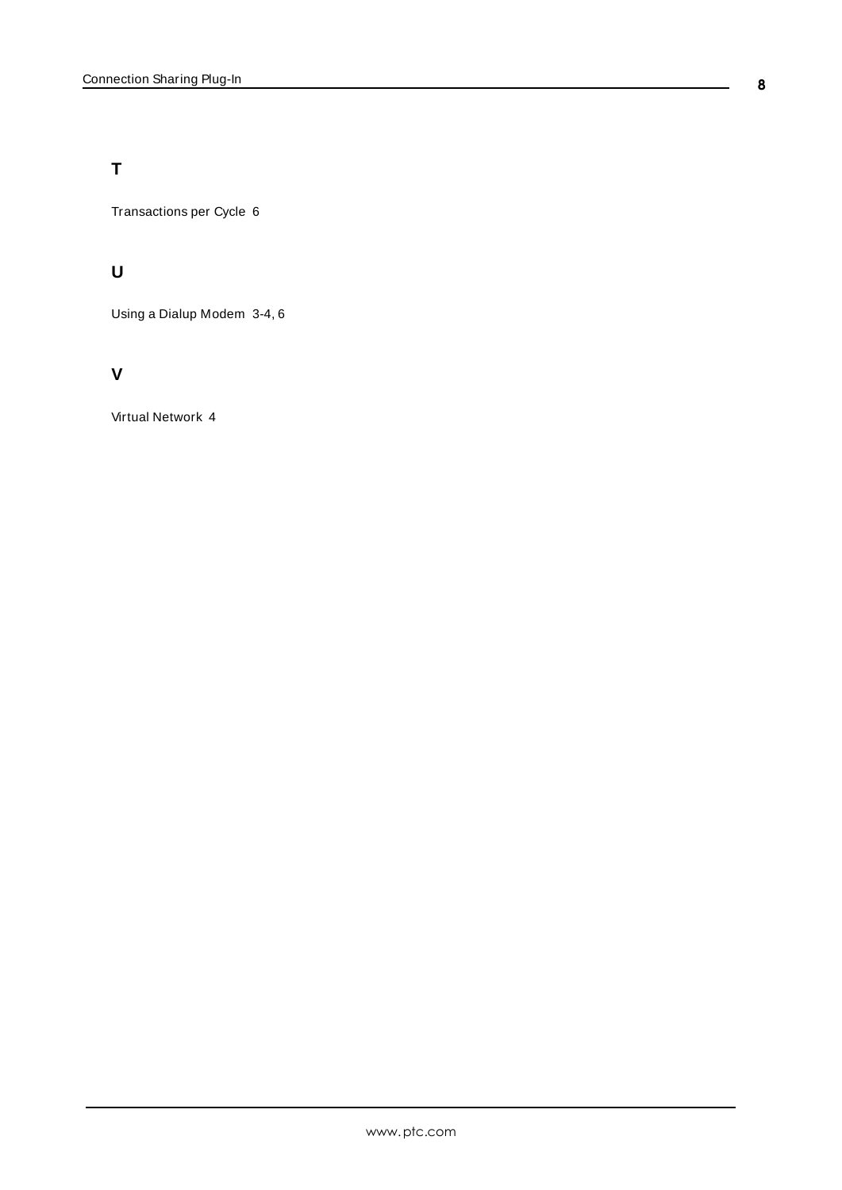## T

Transactions per Cycle 6

## U

Using a Dialup Modem 3-4, 6

## V

Virtual Network 4